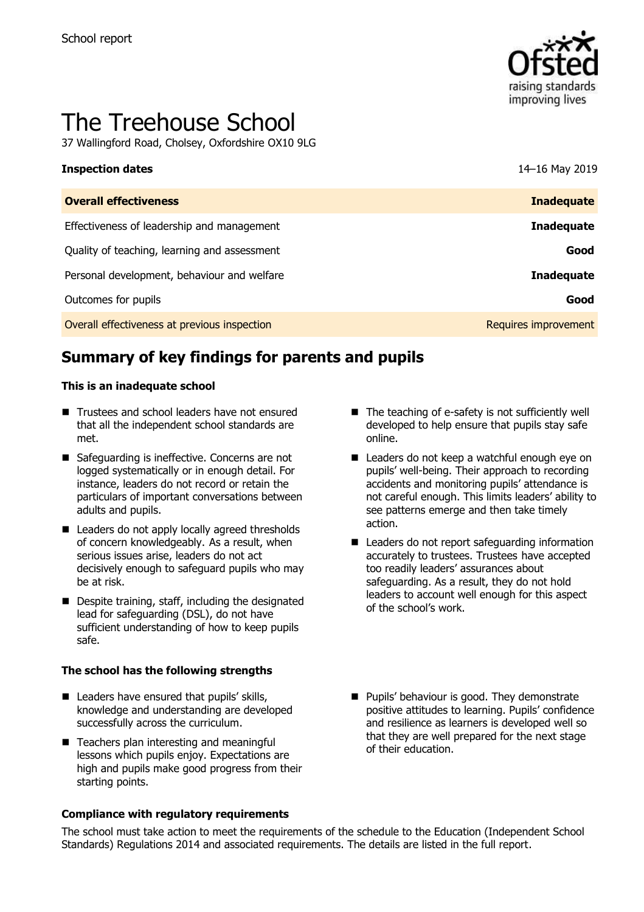School report

# The Treehouse School

37 Wallingford Road, Cholsey, Oxfordshire OX10 9LG

| **Inspection dates** | 14–16 May 2019 |
|---|---|
| **Overall effectiveness** | **Inadequate** |
| Effectiveness of leadership and management | **Inadequate** |
| Quality of teaching, learning and assessment | **Good** |
| Personal development, behaviour and welfare | **Inadequate** |
| Outcomes for pupils | **Good** |
| Overall effectiveness at previous inspection | Requires improvement |

## Summary of key findings for parents and pupils

**This is an inadequate school**

- Trustees and school leaders have not ensured that all the independent school standards are met.
- Safeguarding is ineffective. Concerns are not logged systematically or in enough detail. For instance, leaders do not record or retain the particulars of important conversations between adults and pupils.
- Leaders do not apply locally agreed thresholds of concern knowledgeably. As a result, when serious issues arise, leaders do not act decisively enough to safeguard pupils who may be at risk.
- Despite training, staff, including the designated lead for safeguarding (DSL), do not have sufficient understanding of how to keep pupils safe.
- The teaching of e-safety is not sufficiently well developed to help ensure that pupils stay safe online.
- Leaders do not keep a watchful enough eye on pupils' well-being. Their approach to recording accidents and monitoring pupils' attendance is not careful enough. This limits leaders' ability to see patterns emerge and then take timely action.
- Leaders do not report safeguarding information accurately to trustees. Trustees have accepted too readily leaders' assurances about safeguarding. As a result, they do not hold leaders to account well enough for this aspect of the school's work.

**The school has the following strengths**

- Leaders have ensured that pupils' skills, knowledge and understanding are developed successfully across the curriculum.
- Teachers plan interesting and meaningful lessons which pupils enjoy. Expectations are high and pupils make good progress from their starting points.
- Pupils' behaviour is good. They demonstrate positive attitudes to learning. Pupils' confidence and resilience as learners is developed well so that they are well prepared for the next stage of their education.

**Compliance with regulatory requirements**

The school must take action to meet the requirements of the schedule to the Education (Independent School Standards) Regulations 2014 and associated requirements. The details are listed in the full report.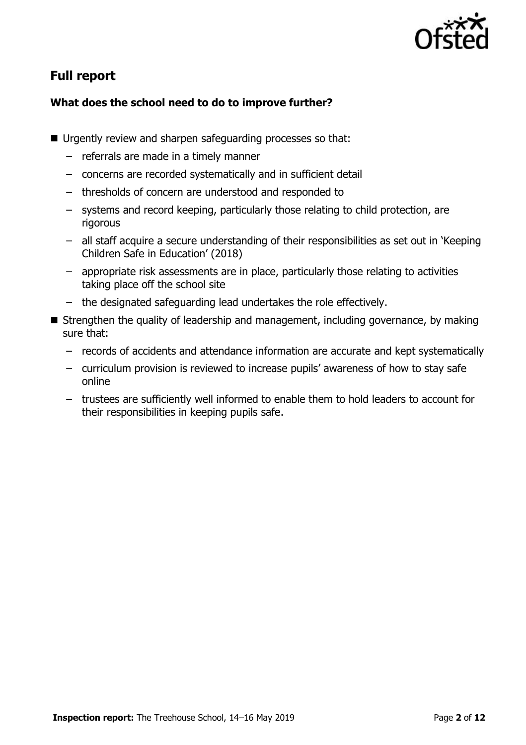## Full report

### What does the school need to do to improve further?

- Urgently review and sharpen safeguarding processes so that:
  - referrals are made in a timely manner
  - concerns are recorded systematically and in sufficient detail
  - thresholds of concern are understood and responded to
  - systems and record keeping, particularly those relating to child protection, are rigorous
  - all staff acquire a secure understanding of their responsibilities as set out in 'Keeping Children Safe in Education' (2018)
  - appropriate risk assessments are in place, particularly those relating to activities taking place off the school site
  - the designated safeguarding lead undertakes the role effectively.
- Strengthen the quality of leadership and management, including governance, by making sure that:
  - records of accidents and attendance information are accurate and kept systematically
  - curriculum provision is reviewed to increase pupils' awareness of how to stay safe online
  - trustees are sufficiently well informed to enable them to hold leaders to account for their responsibilities in keeping pupils safe.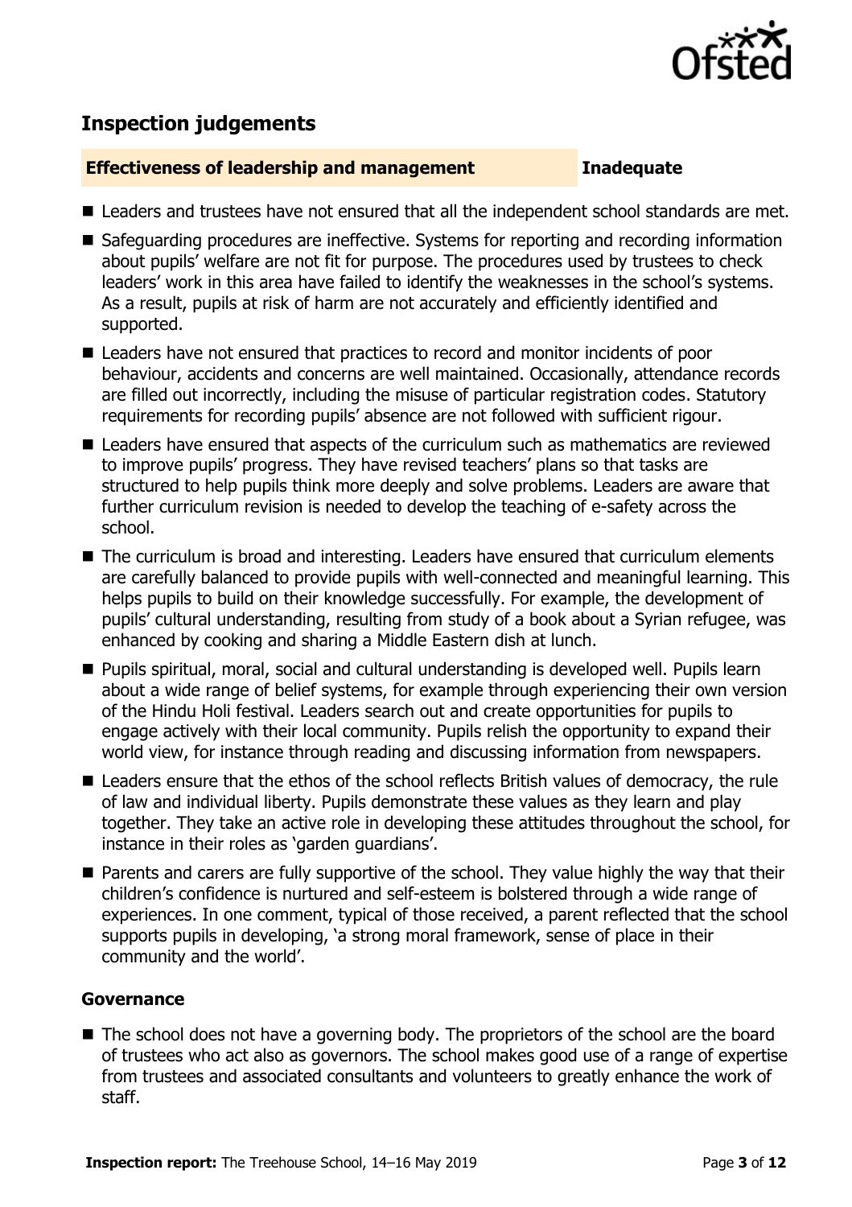## Inspection judgements

**Effectiveness of leadership and management** **Inadequate**

- Leaders and trustees have not ensured that all the independent school standards are met.
- Safeguarding procedures are ineffective. Systems for reporting and recording information about pupils' welfare are not fit for purpose. The procedures used by trustees to check leaders' work in this area have failed to identify the weaknesses in the school's systems. As a result, pupils at risk of harm are not accurately and efficiently identified and supported.
- Leaders have not ensured that practices to record and monitor incidents of poor behaviour, accidents and concerns are well maintained. Occasionally, attendance records are filled out incorrectly, including the misuse of particular registration codes. Statutory requirements for recording pupils' absence are not followed with sufficient rigour.
- Leaders have ensured that aspects of the curriculum such as mathematics are reviewed to improve pupils' progress. They have revised teachers' plans so that tasks are structured to help pupils think more deeply and solve problems. Leaders are aware that further curriculum revision is needed to develop the teaching of e-safety across the school.
- The curriculum is broad and interesting. Leaders have ensured that curriculum elements are carefully balanced to provide pupils with well-connected and meaningful learning. This helps pupils to build on their knowledge successfully. For example, the development of pupils' cultural understanding, resulting from study of a book about a Syrian refugee, was enhanced by cooking and sharing a Middle Eastern dish at lunch.
- Pupils spiritual, moral, social and cultural understanding is developed well. Pupils learn about a wide range of belief systems, for example through experiencing their own version of the Hindu Holi festival. Leaders search out and create opportunities for pupils to engage actively with their local community. Pupils relish the opportunity to expand their world view, for instance through reading and discussing information from newspapers.
- Leaders ensure that the ethos of the school reflects British values of democracy, the rule of law and individual liberty. Pupils demonstrate these values as they learn and play together. They take an active role in developing these attitudes throughout the school, for instance in their roles as 'garden guardians'.
- Parents and carers are fully supportive of the school. They value highly the way that their children's confidence is nurtured and self-esteem is bolstered through a wide range of experiences. In one comment, typical of those received, a parent reflected that the school supports pupils in developing, 'a strong moral framework, sense of place in their community and the world'.

### Governance

- The school does not have a governing body. The proprietors of the school are the board of trustees who act also as governors. The school makes good use of a range of expertise from trustees and associated consultants and volunteers to greatly enhance the work of staff.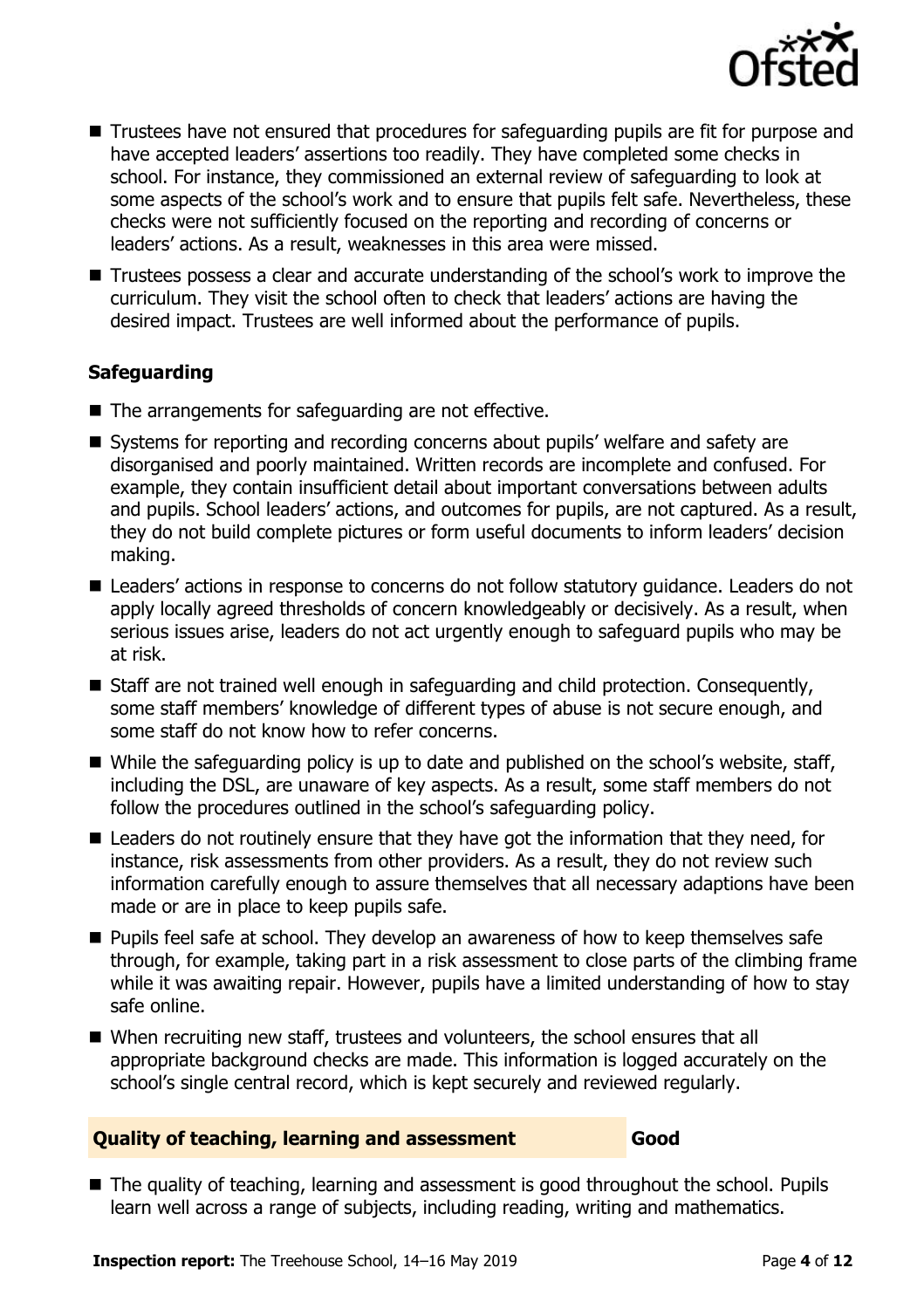- Trustees have not ensured that procedures for safeguarding pupils are fit for purpose and have accepted leaders' assertions too readily. They have completed some checks in school. For instance, they commissioned an external review of safeguarding to look at some aspects of the school's work and to ensure that pupils felt safe. Nevertheless, these checks were not sufficiently focused on the reporting and recording of concerns or leaders' actions. As a result, weaknesses in this area were missed.
- Trustees possess a clear and accurate understanding of the school's work to improve the curriculum. They visit the school often to check that leaders' actions are having the desired impact. Trustees are well informed about the performance of pupils.

### Safeguarding

- The arrangements for safeguarding are not effective.
- Systems for reporting and recording concerns about pupils' welfare and safety are disorganised and poorly maintained. Written records are incomplete and confused. For example, they contain insufficient detail about important conversations between adults and pupils. School leaders' actions, and outcomes for pupils, are not captured. As a result, they do not build complete pictures or form useful documents to inform leaders' decision making.
- Leaders' actions in response to concerns do not follow statutory guidance. Leaders do not apply locally agreed thresholds of concern knowledgeably or decisively. As a result, when serious issues arise, leaders do not act urgently enough to safeguard pupils who may be at risk.
- Staff are not trained well enough in safeguarding and child protection. Consequently, some staff members' knowledge of different types of abuse is not secure enough, and some staff do not know how to refer concerns.
- While the safeguarding policy is up to date and published on the school's website, staff, including the DSL, are unaware of key aspects. As a result, some staff members do not follow the procedures outlined in the school's safeguarding policy.
- Leaders do not routinely ensure that they have got the information that they need, for instance, risk assessments from other providers. As a result, they do not review such information carefully enough to assure themselves that all necessary adaptions have been made or are in place to keep pupils safe.
- Pupils feel safe at school. They develop an awareness of how to keep themselves safe through, for example, taking part in a risk assessment to close parts of the climbing frame while it was awaiting repair. However, pupils have a limited understanding of how to stay safe online.
- When recruiting new staff, trustees and volunteers, the school ensures that all appropriate background checks are made. This information is logged accurately on the school's single central record, which is kept securely and reviewed regularly.

| Quality of teaching, learning and assessment | Good |
| --- | --- |

- The quality of teaching, learning and assessment is good throughout the school. Pupils learn well across a range of subjects, including reading, writing and mathematics.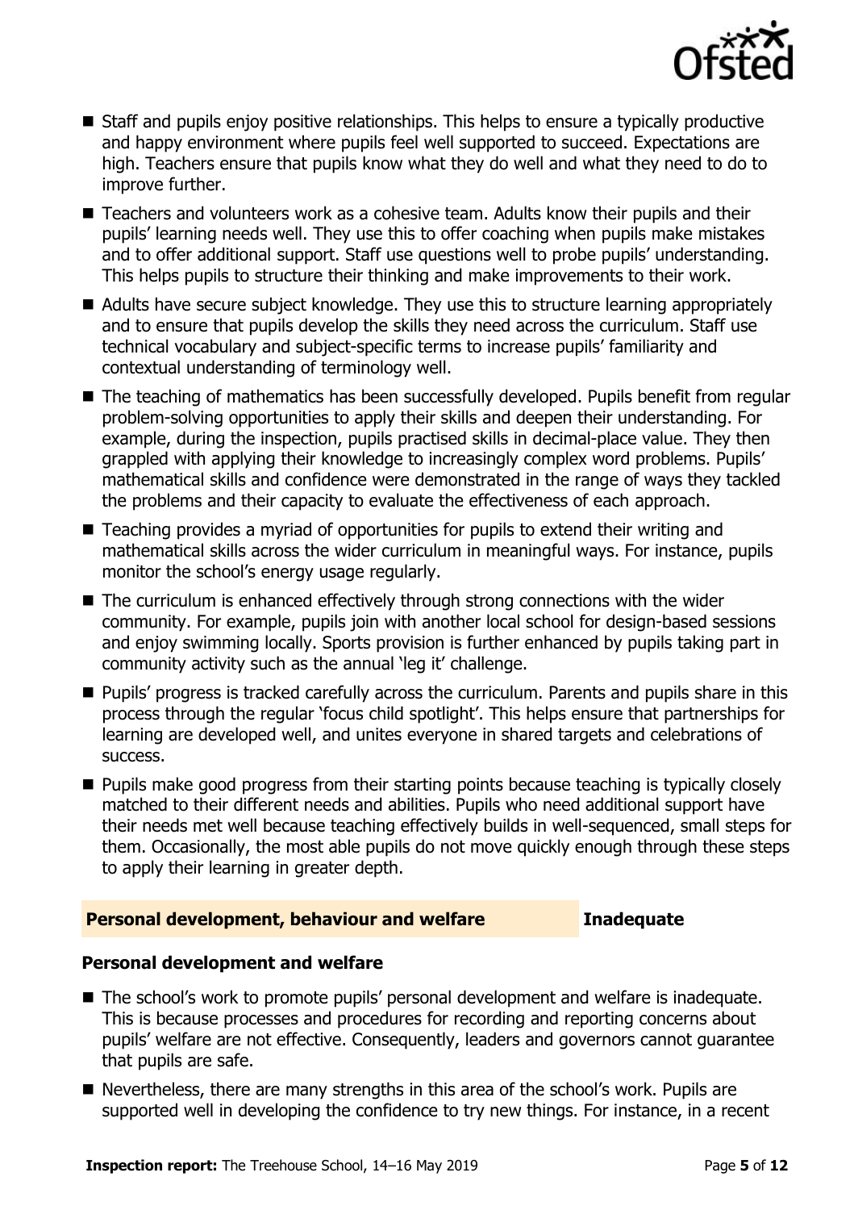- Staff and pupils enjoy positive relationships. This helps to ensure a typically productive and happy environment where pupils feel well supported to succeed. Expectations are high. Teachers ensure that pupils know what they do well and what they need to do to improve further.
- Teachers and volunteers work as a cohesive team. Adults know their pupils and their pupils' learning needs well. They use this to offer coaching when pupils make mistakes and to offer additional support. Staff use questions well to probe pupils' understanding. This helps pupils to structure their thinking and make improvements to their work.
- Adults have secure subject knowledge. They use this to structure learning appropriately and to ensure that pupils develop the skills they need across the curriculum. Staff use technical vocabulary and subject-specific terms to increase pupils' familiarity and contextual understanding of terminology well.
- The teaching of mathematics has been successfully developed. Pupils benefit from regular problem-solving opportunities to apply their skills and deepen their understanding. For example, during the inspection, pupils practised skills in decimal-place value. They then grappled with applying their knowledge to increasingly complex word problems. Pupils' mathematical skills and confidence were demonstrated in the range of ways they tackled the problems and their capacity to evaluate the effectiveness of each approach.
- Teaching provides a myriad of opportunities for pupils to extend their writing and mathematical skills across the wider curriculum in meaningful ways. For instance, pupils monitor the school's energy usage regularly.
- The curriculum is enhanced effectively through strong connections with the wider community. For example, pupils join with another local school for design-based sessions and enjoy swimming locally. Sports provision is further enhanced by pupils taking part in community activity such as the annual 'leg it' challenge.
- Pupils' progress is tracked carefully across the curriculum. Parents and pupils share in this process through the regular 'focus child spotlight'. This helps ensure that partnerships for learning are developed well, and unites everyone in shared targets and celebrations of success.
- Pupils make good progress from their starting points because teaching is typically closely matched to their different needs and abilities. Pupils who need additional support have their needs met well because teaching effectively builds in well-sequenced, small steps for them. Occasionally, the most able pupils do not move quickly enough through these steps to apply their learning in greater depth.

## Personal development, behaviour and welfare — Inadequate

### Personal development and welfare

- The school's work to promote pupils' personal development and welfare is inadequate. This is because processes and procedures for recording and reporting concerns about pupils' welfare are not effective. Consequently, leaders and governors cannot guarantee that pupils are safe.
- Nevertheless, there are many strengths in this area of the school's work. Pupils are supported well in developing the confidence to try new things. For instance, in a recent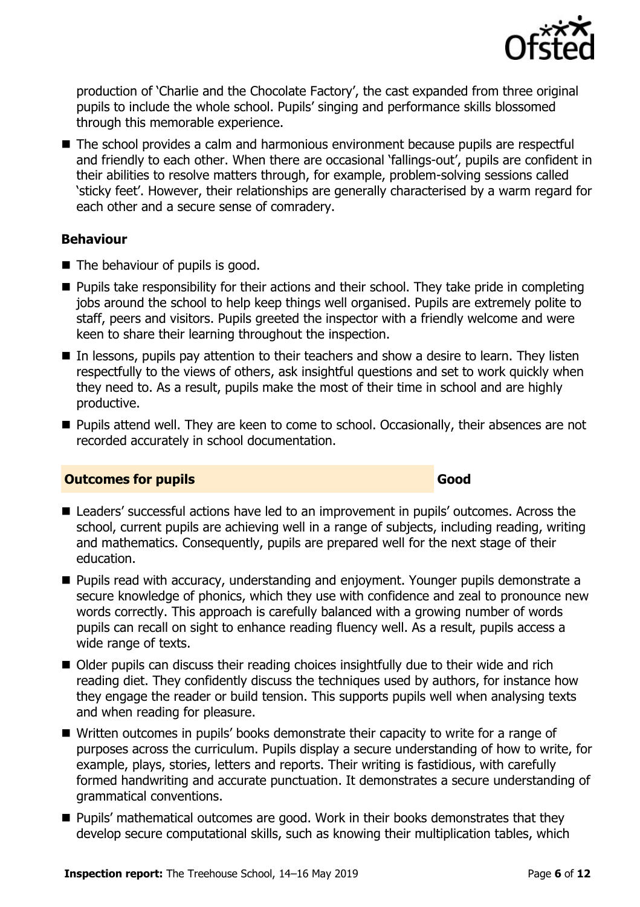production of 'Charlie and the Chocolate Factory', the cast expanded from three original pupils to include the whole school. Pupils' singing and performance skills blossomed through this memorable experience.

- The school provides a calm and harmonious environment because pupils are respectful and friendly to each other. When there are occasional 'fallings-out', pupils are confident in their abilities to resolve matters through, for example, problem-solving sessions called 'sticky feet'. However, their relationships are generally characterised by a warm regard for each other and a secure sense of comradery.

### Behaviour

- The behaviour of pupils is good.
- Pupils take responsibility for their actions and their school. They take pride in completing jobs around the school to help keep things well organised. Pupils are extremely polite to staff, peers and visitors. Pupils greeted the inspector with a friendly welcome and were keen to share their learning throughout the inspection.
- In lessons, pupils pay attention to their teachers and show a desire to learn. They listen respectfully to the views of others, ask insightful questions and set to work quickly when they need to. As a result, pupils make the most of their time in school and are highly productive.
- Pupils attend well. They are keen to come to school. Occasionally, their absences are not recorded accurately in school documentation.

## Outcomes for pupils — Good

- Leaders' successful actions have led to an improvement in pupils' outcomes. Across the school, current pupils are achieving well in a range of subjects, including reading, writing and mathematics. Consequently, pupils are prepared well for the next stage of their education.
- Pupils read with accuracy, understanding and enjoyment. Younger pupils demonstrate a secure knowledge of phonics, which they use with confidence and zeal to pronounce new words correctly. This approach is carefully balanced with a growing number of words pupils can recall on sight to enhance reading fluency well. As a result, pupils access a wide range of texts.
- Older pupils can discuss their reading choices insightfully due to their wide and rich reading diet. They confidently discuss the techniques used by authors, for instance how they engage the reader or build tension. This supports pupils well when analysing texts and when reading for pleasure.
- Written outcomes in pupils' books demonstrate their capacity to write for a range of purposes across the curriculum. Pupils display a secure understanding of how to write, for example, plays, stories, letters and reports. Their writing is fastidious, with carefully formed handwriting and accurate punctuation. It demonstrates a secure understanding of grammatical conventions.
- Pupils' mathematical outcomes are good. Work in their books demonstrates that they develop secure computational skills, such as knowing their multiplication tables, which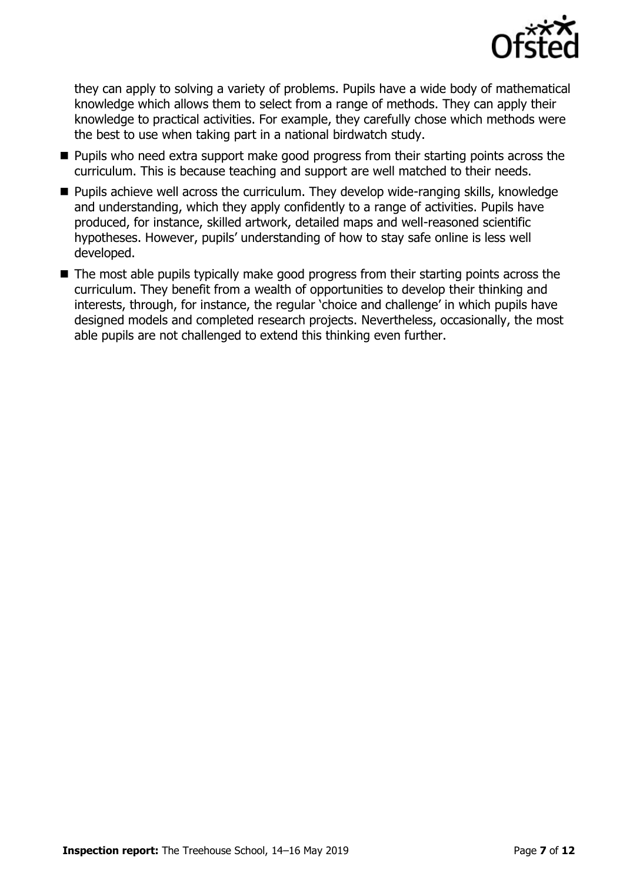they can apply to solving a variety of problems. Pupils have a wide body of mathematical knowledge which allows them to select from a range of methods. They can apply their knowledge to practical activities. For example, they carefully chose which methods were the best to use when taking part in a national birdwatch study.

- Pupils who need extra support make good progress from their starting points across the curriculum. This is because teaching and support are well matched to their needs.
- Pupils achieve well across the curriculum. They develop wide-ranging skills, knowledge and understanding, which they apply confidently to a range of activities. Pupils have produced, for instance, skilled artwork, detailed maps and well-reasoned scientific hypotheses. However, pupils' understanding of how to stay safe online is less well developed.
- The most able pupils typically make good progress from their starting points across the curriculum. They benefit from a wealth of opportunities to develop their thinking and interests, through, for instance, the regular 'choice and challenge' in which pupils have designed models and completed research projects. Nevertheless, occasionally, the most able pupils are not challenged to extend this thinking even further.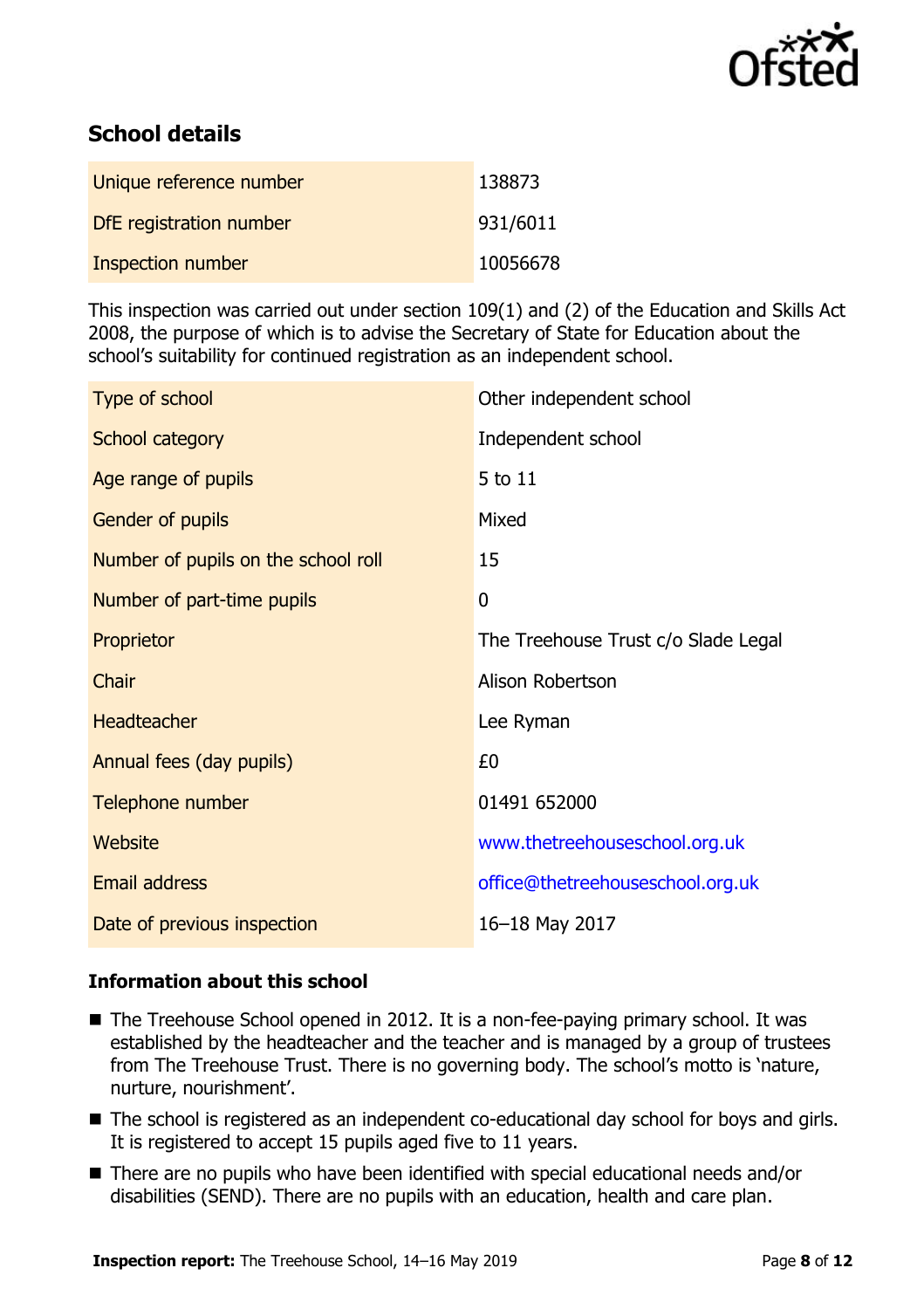## School details

| | |
|---|---|
| Unique reference number | 138873 |
| DfE registration number | 931/6011 |
| Inspection number | 10056678 |

This inspection was carried out under section 109(1) and (2) of the Education and Skills Act 2008, the purpose of which is to advise the Secretary of State for Education about the school's suitability for continued registration as an independent school.

| | |
|---|---|
| Type of school | Other independent school |
| School category | Independent school |
| Age range of pupils | 5 to 11 |
| Gender of pupils | Mixed |
| Number of pupils on the school roll | 15 |
| Number of part-time pupils | 0 |
| Proprietor | The Treehouse Trust c/o Slade Legal |
| Chair | Alison Robertson |
| Headteacher | Lee Ryman |
| Annual fees (day pupils) | £0 |
| Telephone number | 01491 652000 |
| Website | www.thetreehouseschool.org.uk |
| Email address | office@thetreehouseschool.org.uk |
| Date of previous inspection | 16–18 May 2017 |

### Information about this school

- The Treehouse School opened in 2012. It is a non-fee-paying primary school. It was established by the headteacher and the teacher and is managed by a group of trustees from The Treehouse Trust. There is no governing body. The school's motto is 'nature, nurture, nourishment'.
- The school is registered as an independent co-educational day school for boys and girls. It is registered to accept 15 pupils aged five to 11 years.
- There are no pupils who have been identified with special educational needs and/or disabilities (SEND). There are no pupils with an education, health and care plan.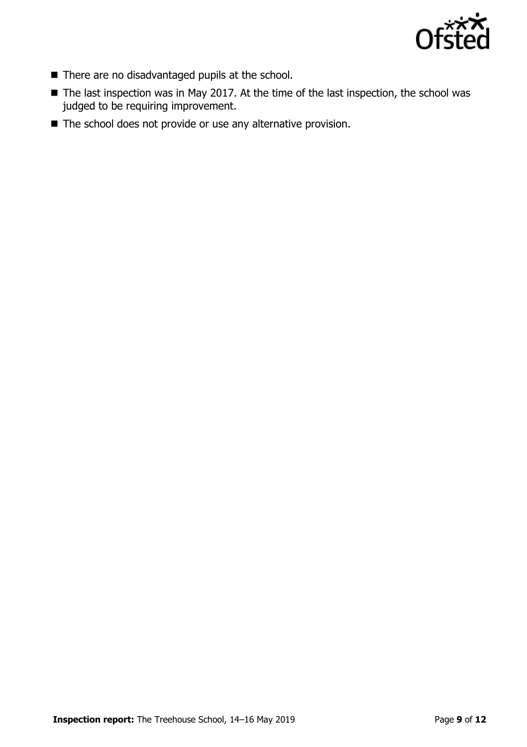- There are no disadvantaged pupils at the school.
- The last inspection was in May 2017. At the time of the last inspection, the school was judged to be requiring improvement.
- The school does not provide or use any alternative provision.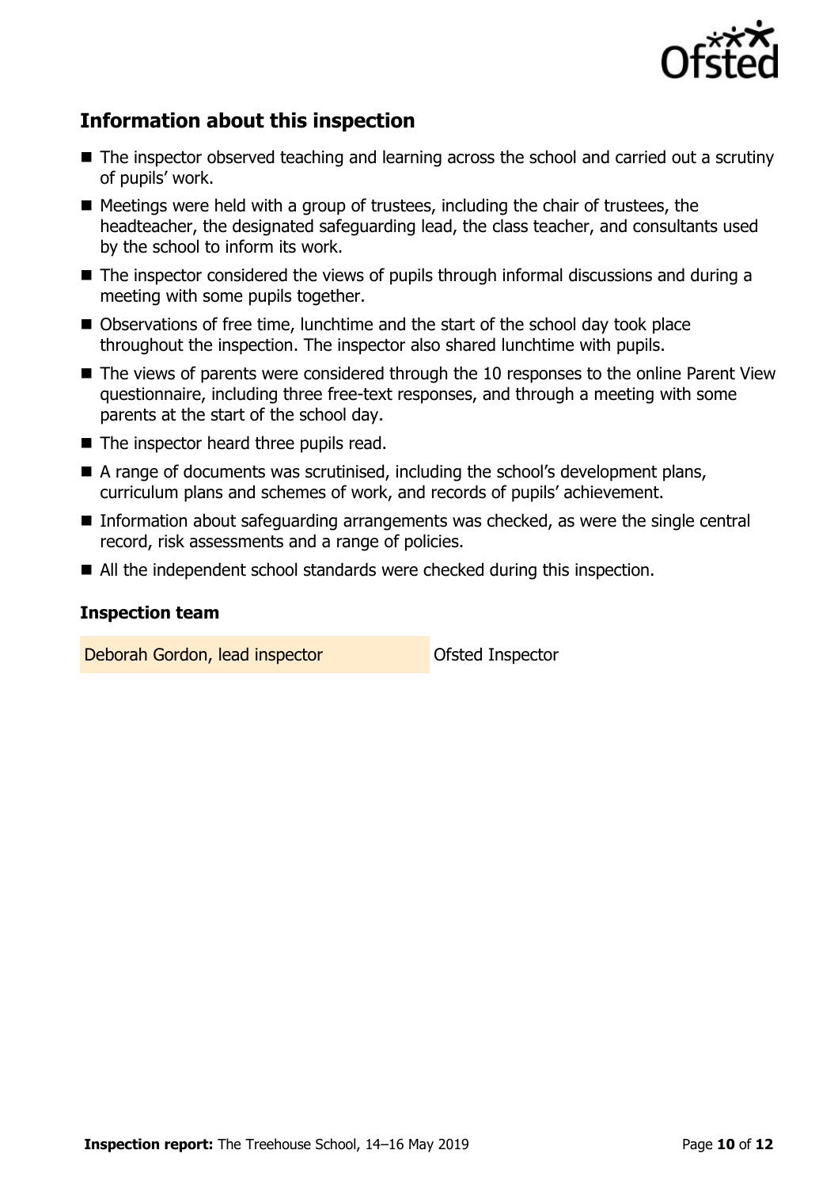## Information about this inspection

- The inspector observed teaching and learning across the school and carried out a scrutiny of pupils' work.
- Meetings were held with a group of trustees, including the chair of trustees, the headteacher, the designated safeguarding lead, the class teacher, and consultants used by the school to inform its work.
- The inspector considered the views of pupils through informal discussions and during a meeting with some pupils together.
- Observations of free time, lunchtime and the start of the school day took place throughout the inspection. The inspector also shared lunchtime with pupils.
- The views of parents were considered through the 10 responses to the online Parent View questionnaire, including three free-text responses, and through a meeting with some parents at the start of the school day.
- The inspector heard three pupils read.
- A range of documents was scrutinised, including the school's development plans, curriculum plans and schemes of work, and records of pupils' achievement.
- Information about safeguarding arrangements was checked, as were the single central record, risk assessments and a range of policies.
- All the independent school standards were checked during this inspection.

### Inspection team

| | |
|---|---|
| Deborah Gordon, lead inspector | Ofsted Inspector |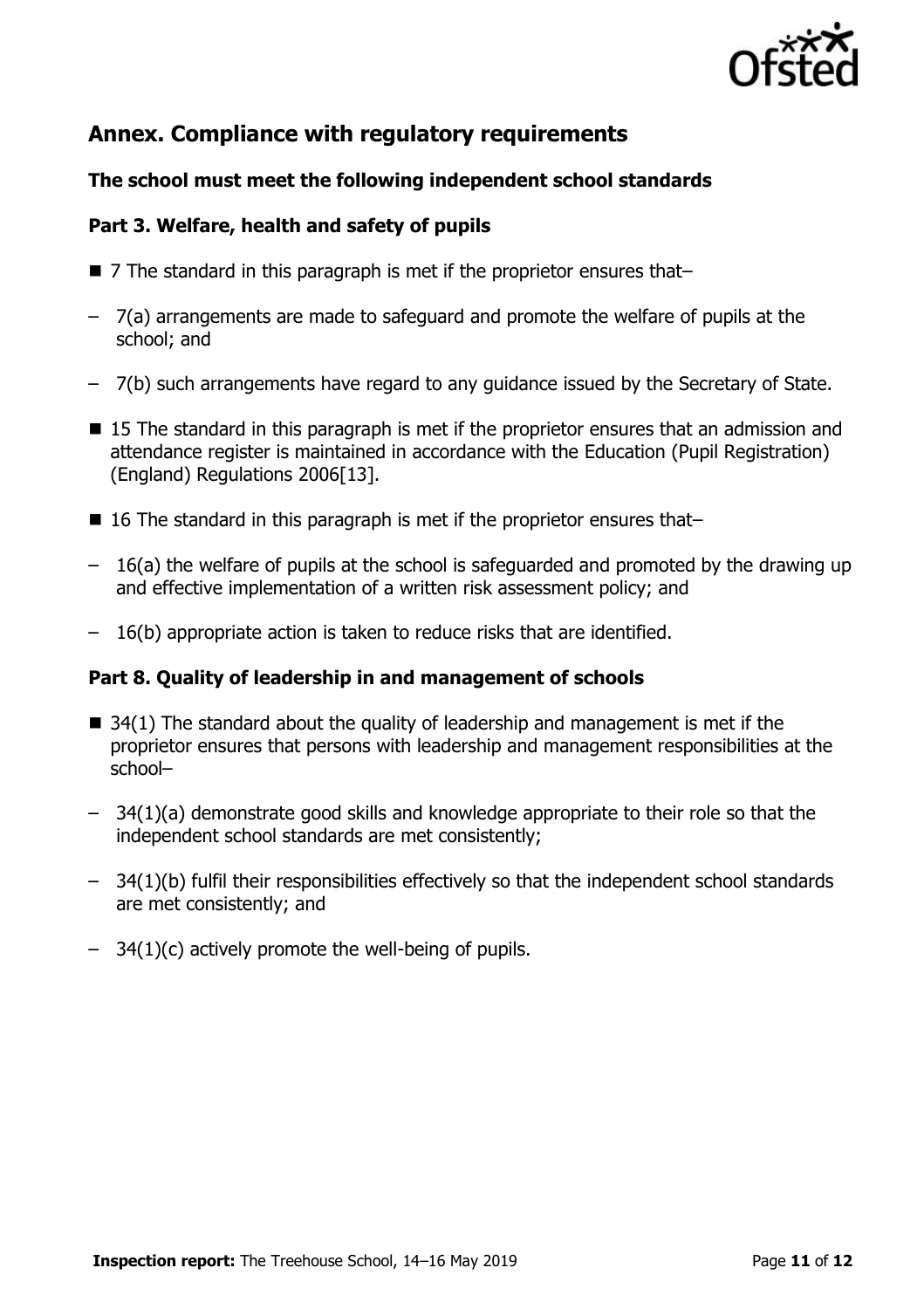## Annex. Compliance with regulatory requirements

### The school must meet the following independent school standards

### Part 3. Welfare, health and safety of pupils

- 7 The standard in this paragraph is met if the proprietor ensures that–
  - 7(a) arrangements are made to safeguard and promote the welfare of pupils at the school; and
  - 7(b) such arrangements have regard to any guidance issued by the Secretary of State.
- 15 The standard in this paragraph is met if the proprietor ensures that an admission and attendance register is maintained in accordance with the Education (Pupil Registration) (England) Regulations 2006[13].
- 16 The standard in this paragraph is met if the proprietor ensures that–
  - 16(a) the welfare of pupils at the school is safeguarded and promoted by the drawing up and effective implementation of a written risk assessment policy; and
  - 16(b) appropriate action is taken to reduce risks that are identified.

### Part 8. Quality of leadership in and management of schools

- 34(1) The standard about the quality of leadership and management is met if the proprietor ensures that persons with leadership and management responsibilities at the school–
  - 34(1)(a) demonstrate good skills and knowledge appropriate to their role so that the independent school standards are met consistently;
  - 34(1)(b) fulfil their responsibilities effectively so that the independent school standards are met consistently; and
  - 34(1)(c) actively promote the well-being of pupils.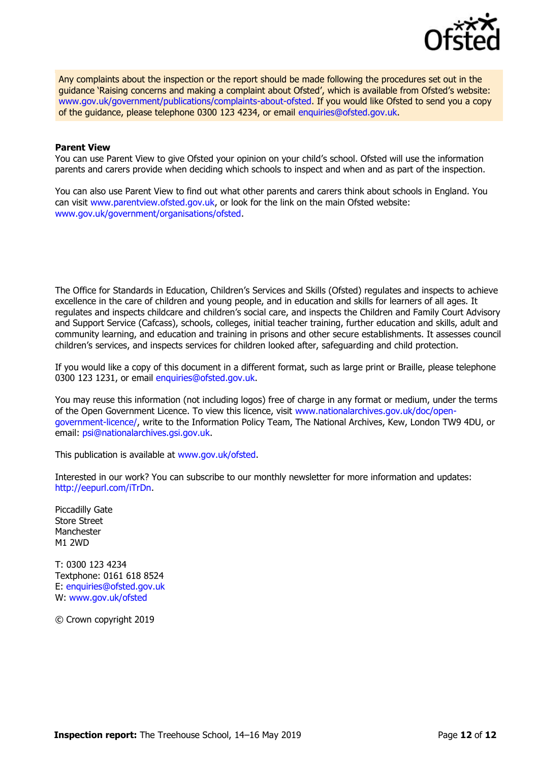Any complaints about the inspection or the report should be made following the procedures set out in the guidance 'Raising concerns and making a complaint about Ofsted', which is available from Ofsted's website: www.gov.uk/government/publications/complaints-about-ofsted. If you would like Ofsted to send you a copy of the guidance, please telephone 0300 123 4234, or email enquiries@ofsted.gov.uk.

**Parent View**

You can use Parent View to give Ofsted your opinion on your child's school. Ofsted will use the information parents and carers provide when deciding which schools to inspect and when and as part of the inspection.

You can also use Parent View to find out what other parents and carers think about schools in England. You can visit www.parentview.ofsted.gov.uk, or look for the link on the main Ofsted website: www.gov.uk/government/organisations/ofsted.

The Office for Standards in Education, Children's Services and Skills (Ofsted) regulates and inspects to achieve excellence in the care of children and young people, and in education and skills for learners of all ages. It regulates and inspects childcare and children's social care, and inspects the Children and Family Court Advisory and Support Service (Cafcass), schools, colleges, initial teacher training, further education and skills, adult and community learning, and education and training in prisons and other secure establishments. It assesses council children's services, and inspects services for children looked after, safeguarding and child protection.

If you would like a copy of this document in a different format, such as large print or Braille, please telephone 0300 123 1231, or email enquiries@ofsted.gov.uk.

You may reuse this information (not including logos) free of charge in any format or medium, under the terms of the Open Government Licence. To view this licence, visit www.nationalarchives.gov.uk/doc/open-government-licence/, write to the Information Policy Team, The National Archives, Kew, London TW9 4DU, or email: psi@nationalarchives.gsi.gov.uk.

This publication is available at www.gov.uk/ofsted.

Interested in our work? You can subscribe to our monthly newsletter for more information and updates: http://eepurl.com/iTrDn.

Piccadilly Gate
Store Street
Manchester
M1 2WD

T: 0300 123 4234
Textphone: 0161 618 8524
E: enquiries@ofsted.gov.uk
W: www.gov.uk/ofsted

© Crown copyright 2019